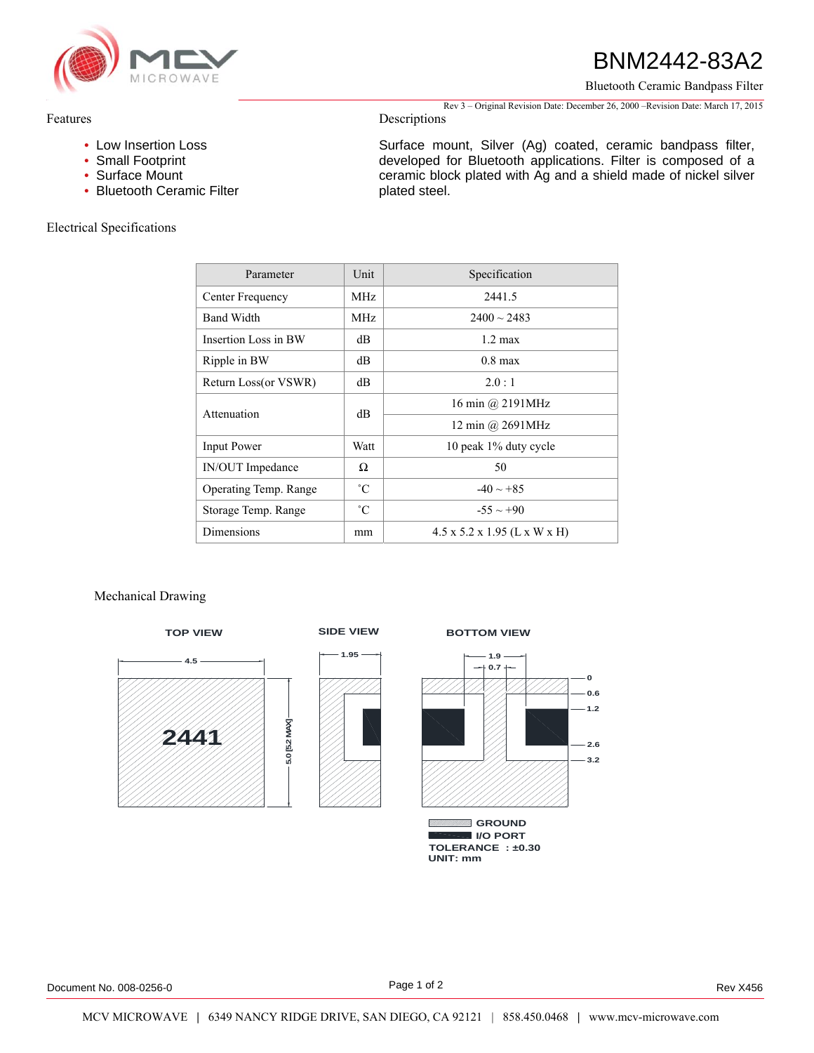# BNM2442-83A2

Bluetooth Ceramic Bandpass Filter

Rev 3 – Original Revision Date: December 26, 2000 –Revision Date: March 17, 2015

## Features

- Low Insertion Loss
- Small Footprint
- Surface Mount
- Bluetooth Ceramic Filter

## Descriptions

Surface mount, Silver (Ag) coated, ceramic bandpass filter, developed for Bluetooth applications. Filter is composed of a ceramic block plated with Ag and a shield made of nickel silver plated steel.

## Electrical Specifications

| Parameter | Unit | Specification |
|---|---|---|
| Center Frequency | MHz | 2441.5 |
| Band Width | MHz | 2400 ~ 2483 |
| Insertion Loss in BW | dB | 1.2 max |
| Ripple in BW | dB | 0.8 max |
| Return Loss(or VSWR) | dB | 2.0 : 1 |
| Attenuation | dB | 16 min @ 2191MHz |
| | | 12 min @ 2691MHz |
| Input Power | Watt | 10 peak 1% duty cycle |
| IN/OUT Impedance | Ω | 50 |
| Operating Temp. Range | ˚C | -40 ~ +85 |
| Storage Temp. Range | ˚C | -55 ~ +90 |
| Dimensions | mm | 4.5 x 5.2 x 1.95 (L x W x H) |

## Mechanical Drawing

TOP VIEW — 4.5; 5.0 [5.2 MAX]; 2441

SIDE VIEW — 1.95

BOTTOM VIEW — 1.9; 0.7; 0; 0.6; 1.2; 2.6; 3.2

GROUND
I/O PORT
TOLERANCE : ±0.30
UNIT: mm

Document No. 008-0256-0

Rev X456

MCV MICROWAVE | 6349 NANCY RIDGE DRIVE, SAN DIEGO, CA 92121 | 858.450.0468 | www.mcv-microwave.com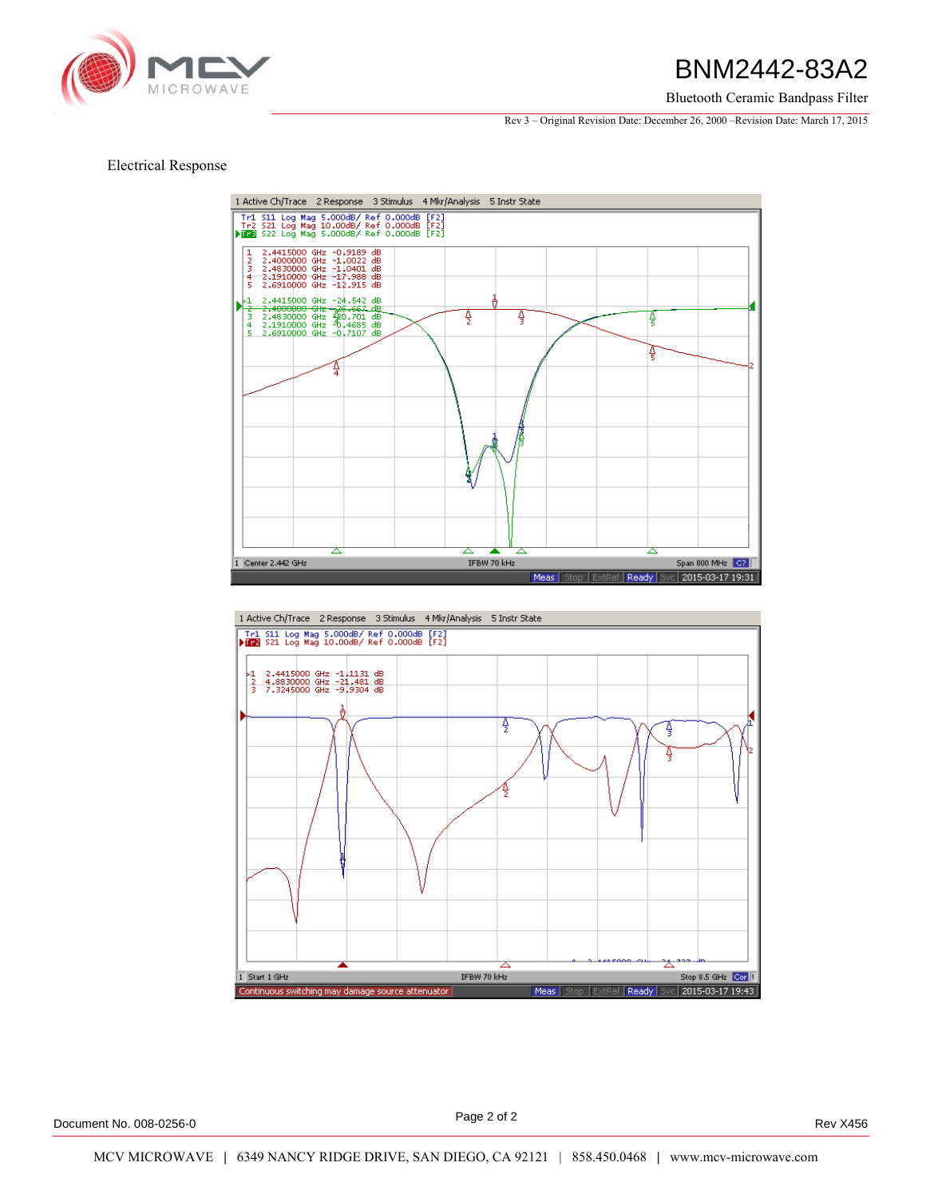Electrical Response

1 Active Ch/Trace 2 Response 3 Stimulus 4 Mkr/Analysis 5 Instr State

Tr1 S11 Log Mag 5.000dB/ Ref 0.000dB [F2]
Tr2 S21 Log Mag 10.00dB/ Ref 0.000dB [F2]
Tr3 S22 Log Mag 5.000dB/ Ref 0.000dB [F2]

1 2.4415000 GHz -0.9189 dB
2 2.4000000 GHz -1.0022 dB
3 2.4830000 GHz -1.0401 dB
4 2.1910000 GHz -17.988 dB
5 2.6910000 GHz -12.915 dB

>1 2.4415000 GHz -24.542 dB
2 2.4000000 GHz -26.667 dB
3 2.4830000 GHz -20.701 dB
4 2.1910000 GHz -0.4685 dB
5 2.6910000 GHz -0.7107 dB

1 Center 2.442 GHz IFBW 70 kHz Span 800 MHz C?

Meas Stop ExtRef Ready Svc 2015-03-17 19:31

1 Active Ch/Trace 2 Response 3 Stimulus 4 Mkr/Analysis 5 Instr State

Tr1 S11 Log Mag 5.000dB/ Ref 0.000dB [F2]
Tr2 S21 Log Mag 10.00dB/ Ref 0.000dB [F2]

>1 2.4415000 GHz -1.1131 dB
2 4.8830000 GHz -21.481 dB
3 7.3245000 GHz -9.9304 dB

1 Start 1 GHz IFBW 70 kHz Stop 8.5 GHz Cor

Continuous switching may damage source attenuator

Meas Stop ExtRef Ready Svc 2015-03-17 19:43

Document No. 008-0256-0

Rev X456

MCV MICROWAVE | 6349 NANCY RIDGE DRIVE, SAN DIEGO, CA 92121 | 858.450.0468 | www.mcv-microwave.com